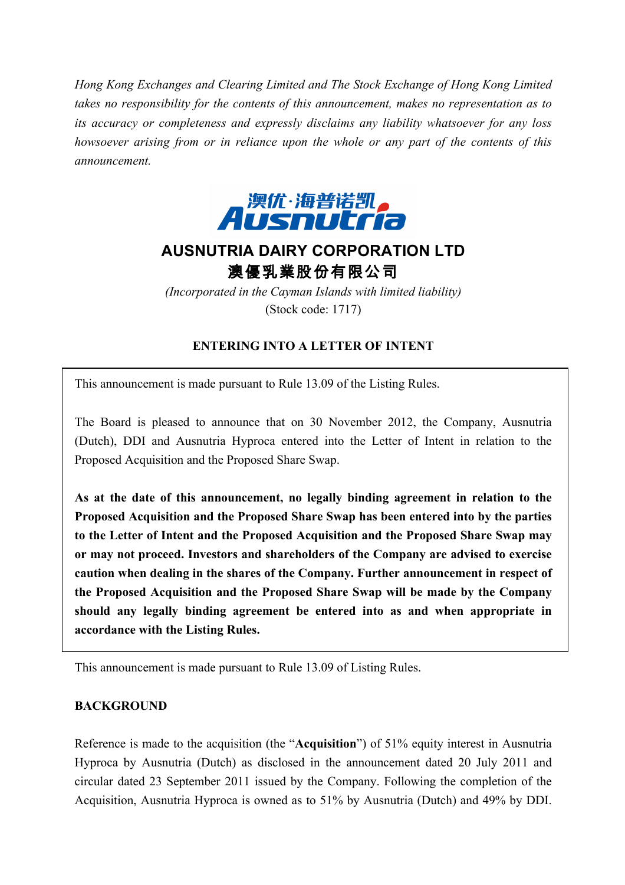*Hong Kong Exchanges and Clearing Limited and The Stock Exchange of Hong Kong Limited takes no responsibility for the contents of this announcement, makes no representation as to its accuracy or completeness and expressly disclaims any liability whatsoever for any loss howsoever arising from or in reliance upon the whole or any part of the contents of this announcement.*

# AUSNUTRIA DAIRY CORPORATION LTD
# 澳優乳業股份有限公司

*(Incorporated in the Cayman Islands with limited liability)*
(Stock code: 1717)

## ENTERING INTO A LETTER OF INTENT

This announcement is made pursuant to Rule 13.09 of the Listing Rules.

The Board is pleased to announce that on 30 November 2012, the Company, Ausnutria (Dutch), DDI and Ausnutria Hyproca entered into the Letter of Intent in relation to the Proposed Acquisition and the Proposed Share Swap.

**As at the date of this announcement, no legally binding agreement in relation to the Proposed Acquisition and the Proposed Share Swap has been entered into by the parties to the Letter of Intent and the Proposed Acquisition and the Proposed Share Swap may or may not proceed. Investors and shareholders of the Company are advised to exercise caution when dealing in the shares of the Company. Further announcement in respect of the Proposed Acquisition and the Proposed Share Swap will be made by the Company should any legally binding agreement be entered into as and when appropriate in accordance with the Listing Rules.**

This announcement is made pursuant to Rule 13.09 of Listing Rules.

## BACKGROUND

Reference is made to the acquisition (the "**Acquisition**") of 51% equity interest in Ausnutria Hyproca by Ausnutria (Dutch) as disclosed in the announcement dated 20 July 2011 and circular dated 23 September 2011 issued by the Company. Following the completion of the Acquisition, Ausnutria Hyproca is owned as to 51% by Ausnutria (Dutch) and 49% by DDI.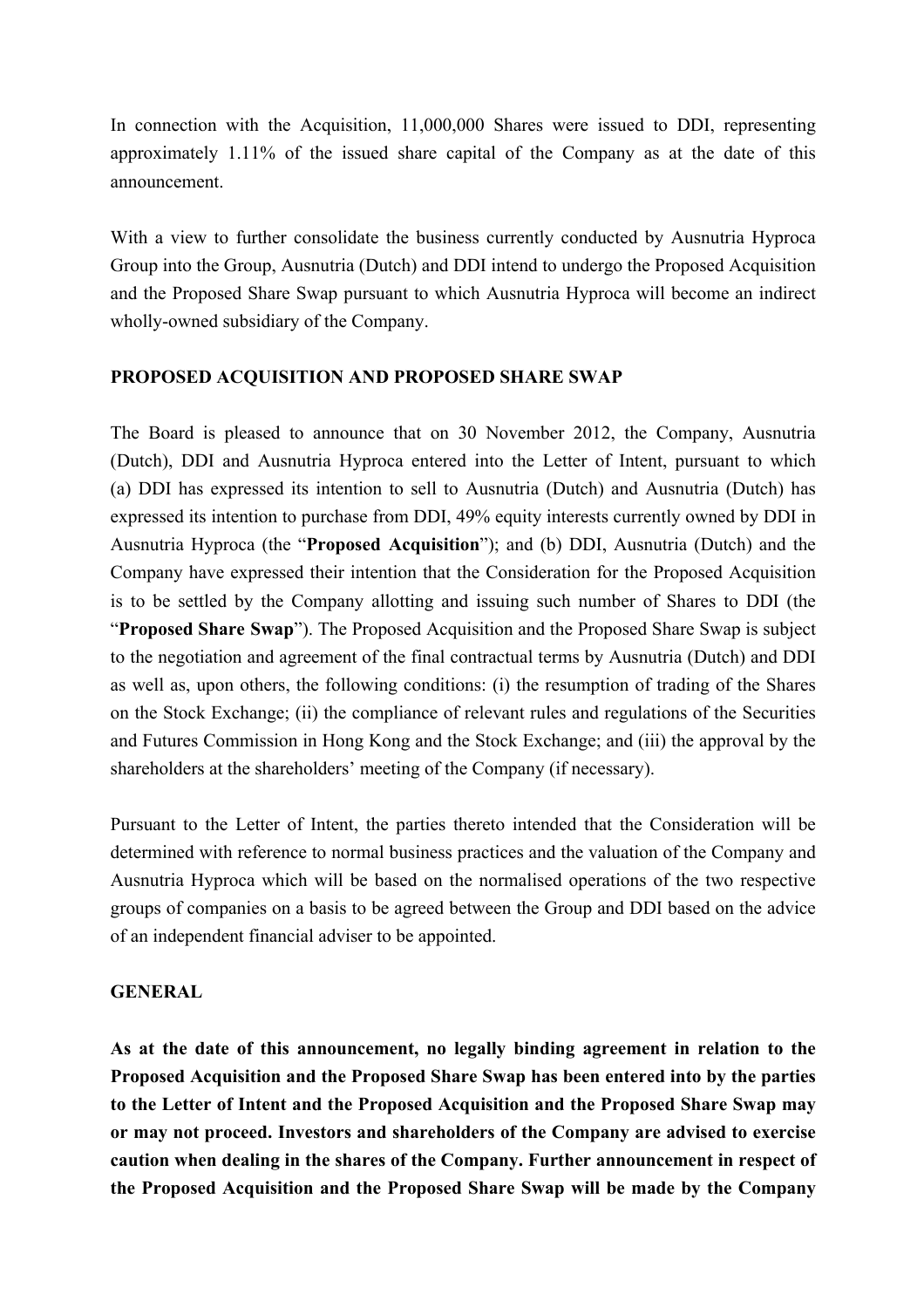In connection with the Acquisition, 11,000,000 Shares were issued to DDI, representing approximately 1.11% of the issued share capital of the Company as at the date of this announcement.

With a view to further consolidate the business currently conducted by Ausnutria Hyproca Group into the Group, Ausnutria (Dutch) and DDI intend to undergo the Proposed Acquisition and the Proposed Share Swap pursuant to which Ausnutria Hyproca will become an indirect wholly-owned subsidiary of the Company.

**PROPOSED ACQUISITION AND PROPOSED SHARE SWAP**

The Board is pleased to announce that on 30 November 2012, the Company, Ausnutria (Dutch), DDI and Ausnutria Hyproca entered into the Letter of Intent, pursuant to which (a) DDI has expressed its intention to sell to Ausnutria (Dutch) and Ausnutria (Dutch) has expressed its intention to purchase from DDI, 49% equity interests currently owned by DDI in Ausnutria Hyproca (the "**Proposed Acquisition**"); and (b) DDI, Ausnutria (Dutch) and the Company have expressed their intention that the Consideration for the Proposed Acquisition is to be settled by the Company allotting and issuing such number of Shares to DDI (the "**Proposed Share Swap**"). The Proposed Acquisition and the Proposed Share Swap is subject to the negotiation and agreement of the final contractual terms by Ausnutria (Dutch) and DDI as well as, upon others, the following conditions: (i) the resumption of trading of the Shares on the Stock Exchange; (ii) the compliance of relevant rules and regulations of the Securities and Futures Commission in Hong Kong and the Stock Exchange; and (iii) the approval by the shareholders at the shareholders' meeting of the Company (if necessary).

Pursuant to the Letter of Intent, the parties thereto intended that the Consideration will be determined with reference to normal business practices and the valuation of the Company and Ausnutria Hyproca which will be based on the normalised operations of the two respective groups of companies on a basis to be agreed between the Group and DDI based on the advice of an independent financial adviser to be appointed.

**GENERAL**

**As at the date of this announcement, no legally binding agreement in relation to the Proposed Acquisition and the Proposed Share Swap has been entered into by the parties to the Letter of Intent and the Proposed Acquisition and the Proposed Share Swap may or may not proceed. Investors and shareholders of the Company are advised to exercise caution when dealing in the shares of the Company. Further announcement in respect of the Proposed Acquisition and the Proposed Share Swap will be made by the Company**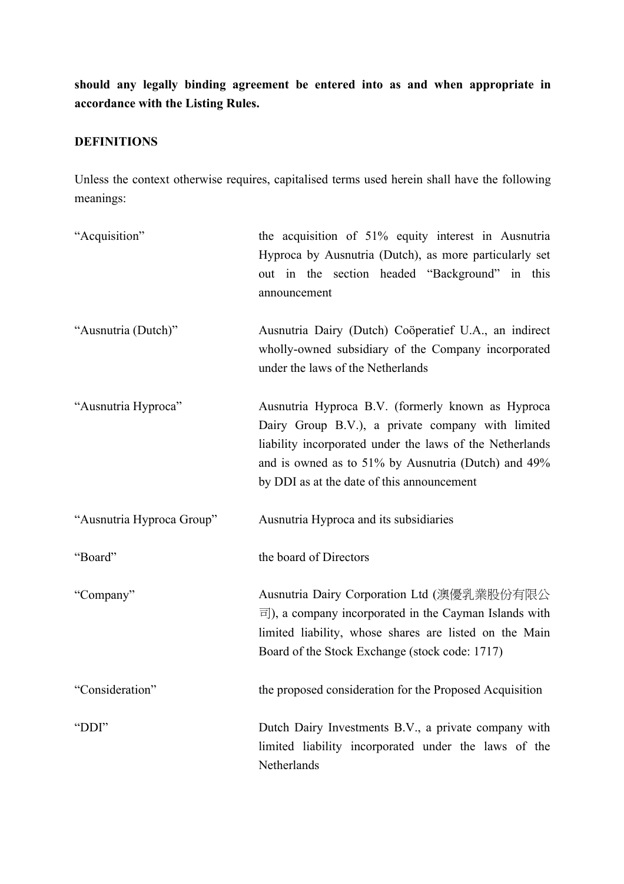**should any legally binding agreement be entered into as and when appropriate in accordance with the Listing Rules.**

**DEFINITIONS**

Unless the context otherwise requires, capitalised terms used herein shall have the following meanings:

| | |
|---|---|
| "Acquisition" | the acquisition of 51% equity interest in Ausnutria Hyproca by Ausnutria (Dutch), as more particularly set out in the section headed "Background" in this announcement |
| "Ausnutria (Dutch)" | Ausnutria Dairy (Dutch) Coöperatief U.A., an indirect wholly-owned subsidiary of the Company incorporated under the laws of the Netherlands |
| "Ausnutria Hyproca" | Ausnutria Hyproca B.V. (formerly known as Hyproca Dairy Group B.V.), a private company with limited liability incorporated under the laws of the Netherlands and is owned as to 51% by Ausnutria (Dutch) and 49% by DDI as at the date of this announcement |
| "Ausnutria Hyproca Group" | Ausnutria Hyproca and its subsidiaries |
| "Board" | the board of Directors |
| "Company" | Ausnutria Dairy Corporation Ltd (澳優乳業股份有限公司), a company incorporated in the Cayman Islands with limited liability, whose shares are listed on the Main Board of the Stock Exchange (stock code: 1717) |
| "Consideration" | the proposed consideration for the Proposed Acquisition |
| "DDI" | Dutch Dairy Investments B.V., a private company with limited liability incorporated under the laws of the Netherlands |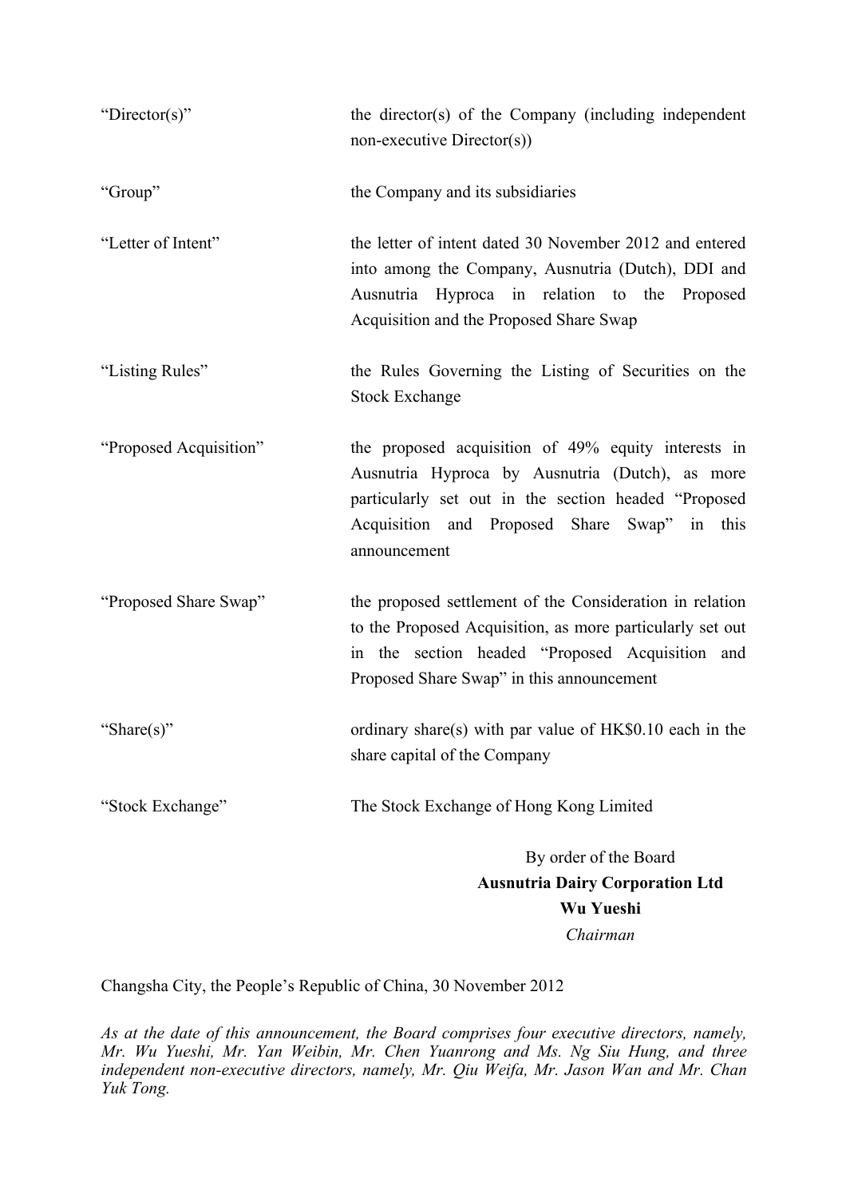| | |
|---|---|
| "Director(s)" | the director(s) of the Company (including independent non-executive Director(s)) |
| "Group" | the Company and its subsidiaries |
| "Letter of Intent" | the letter of intent dated 30 November 2012 and entered into among the Company, Ausnutria (Dutch), DDI and Ausnutria Hyproca in relation to the Proposed Acquisition and the Proposed Share Swap |
| "Listing Rules" | the Rules Governing the Listing of Securities on the Stock Exchange |
| "Proposed Acquisition" | the proposed acquisition of 49% equity interests in Ausnutria Hyproca by Ausnutria (Dutch), as more particularly set out in the section headed "Proposed Acquisition and Proposed Share Swap" in this announcement |
| "Proposed Share Swap" | the proposed settlement of the Consideration in relation to the Proposed Acquisition, as more particularly set out in the section headed "Proposed Acquisition and Proposed Share Swap" in this announcement |
| "Share(s)" | ordinary share(s) with par value of HK$0.10 each in the share capital of the Company |
| "Stock Exchange" | The Stock Exchange of Hong Kong Limited |

By order of the Board
**Ausnutria Dairy Corporation Ltd**
**Wu Yueshi**
*Chairman*

Changsha City, the People's Republic of China, 30 November 2012

*As at the date of this announcement, the Board comprises four executive directors, namely, Mr. Wu Yueshi, Mr. Yan Weibin, Mr. Chen Yuanrong and Ms. Ng Siu Hung, and three independent non-executive directors, namely, Mr. Qiu Weifa, Mr. Jason Wan and Mr. Chan Yuk Tong.*